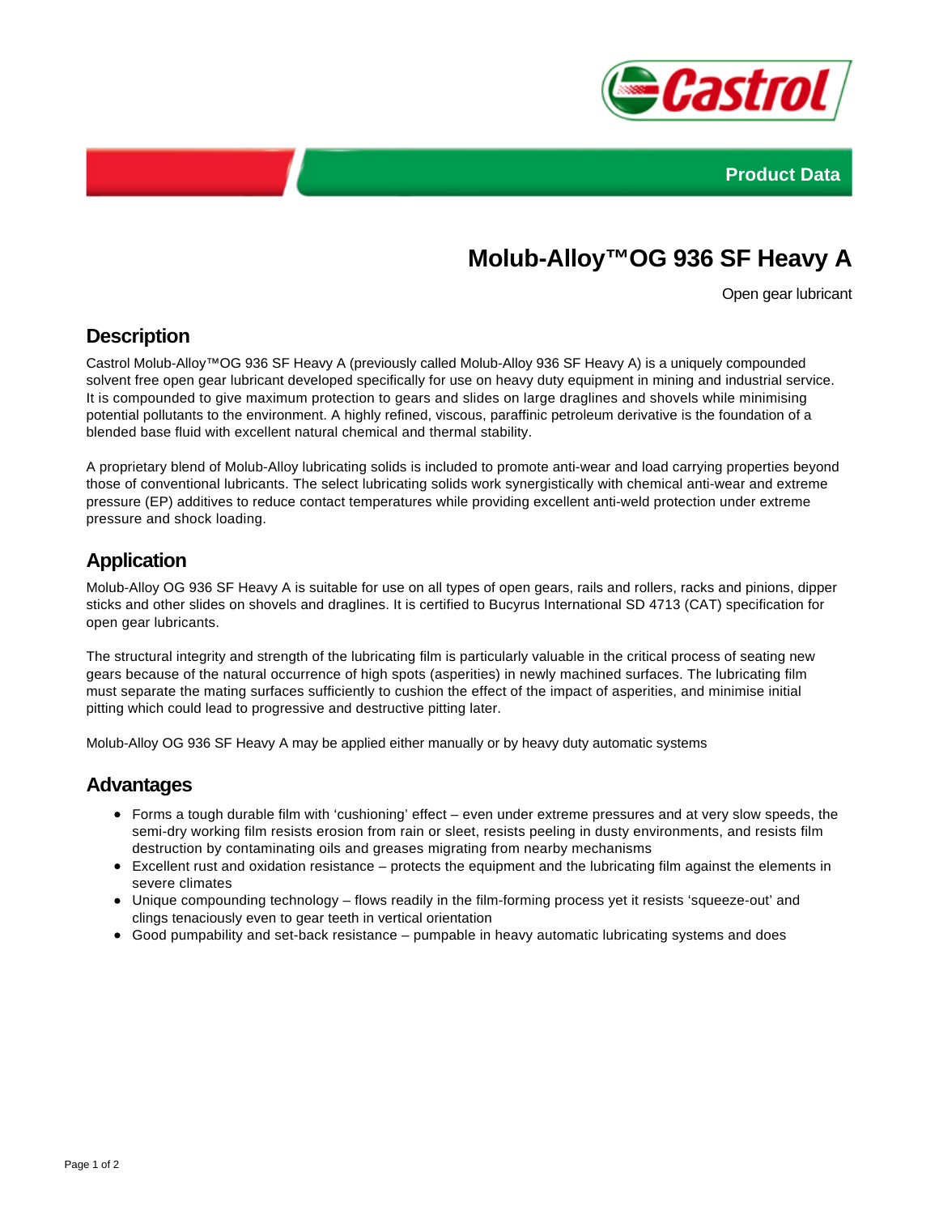Product Data

# Molub-Alloy™OG 936 SF Heavy A

Open gear lubricant

## Description

Castrol Molub-Alloy™OG 936 SF Heavy A (previously called Molub-Alloy 936 SF Heavy A) is a uniquely compounded solvent free open gear lubricant developed specifically for use on heavy duty equipment in mining and industrial service. It is compounded to give maximum protection to gears and slides on large draglines and shovels while minimising potential pollutants to the environment. A highly refined, viscous, paraffinic petroleum derivative is the foundation of a blended base fluid with excellent natural chemical and thermal stability.

A proprietary blend of Molub-Alloy lubricating solids is included to promote anti-wear and load carrying properties beyond those of conventional lubricants. The select lubricating solids work synergistically with chemical anti-wear and extreme pressure (EP) additives to reduce contact temperatures while providing excellent anti-weld protection under extreme pressure and shock loading.

## Application

Molub-Alloy OG 936 SF Heavy A is suitable for use on all types of open gears, rails and rollers, racks and pinions, dipper sticks and other slides on shovels and draglines. It is certified to Bucyrus International SD 4713 (CAT) specification for open gear lubricants.

The structural integrity and strength of the lubricating film is particularly valuable in the critical process of seating new gears because of the natural occurrence of high spots (asperities) in newly machined surfaces. The lubricating film must separate the mating surfaces sufficiently to cushion the effect of the impact of asperities, and minimise initial pitting which could lead to progressive and destructive pitting later.

Molub-Alloy OG 936 SF Heavy A may be applied either manually or by heavy duty automatic systems

## Advantages

- Forms a tough durable film with ‘cushioning’ effect – even under extreme pressures and at very slow speeds, the semi-dry working film resists erosion from rain or sleet, resists peeling in dusty environments, and resists film destruction by contaminating oils and greases migrating from nearby mechanisms
- Excellent rust and oxidation resistance – protects the equipment and the lubricating film against the elements in severe climates
- Unique compounding technology – flows readily in the film-forming process yet it resists ‘squeeze-out’ and clings tenaciously even to gear teeth in vertical orientation
- Good pumpability and set-back resistance – pumpable in heavy automatic lubricating systems and does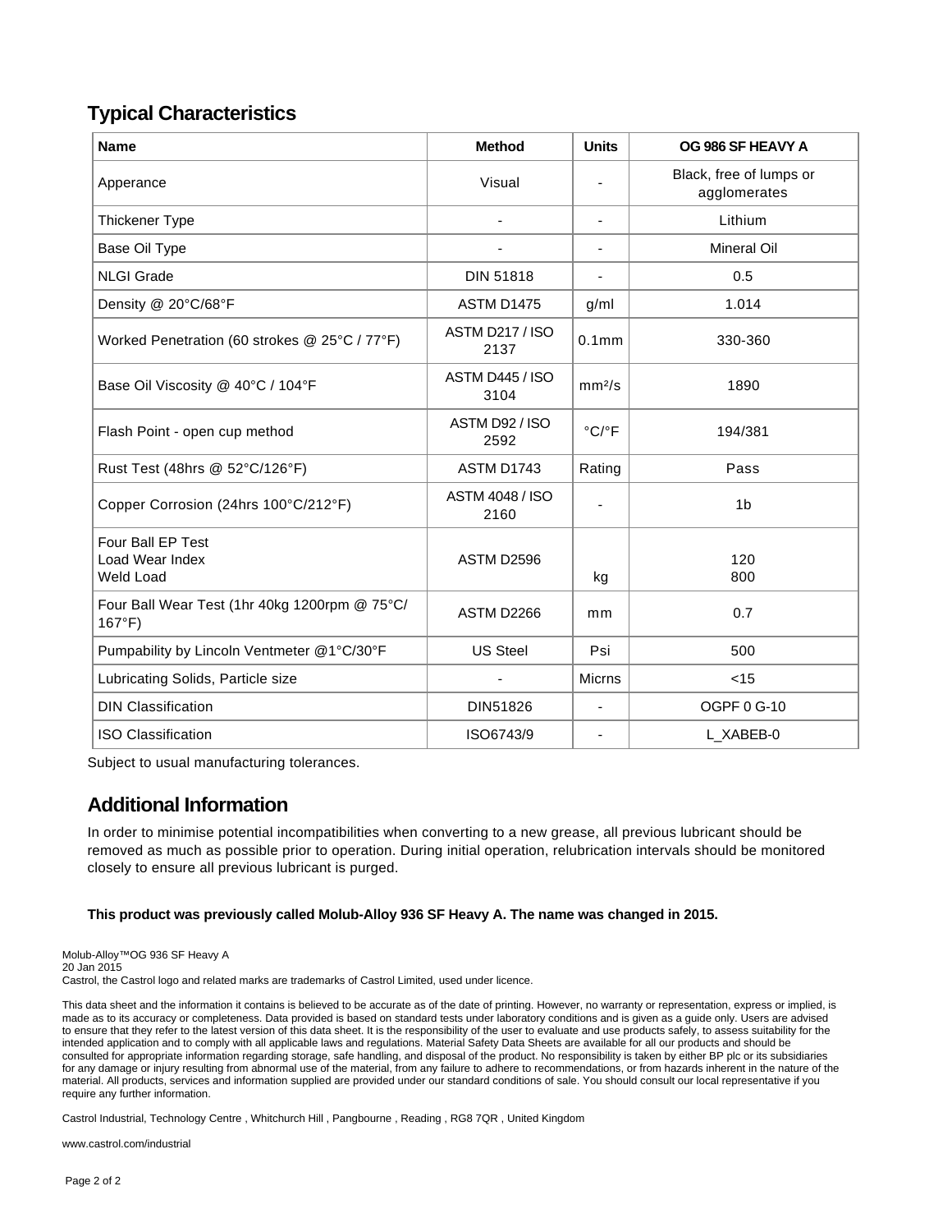## Typical Characteristics

| Name | Method | Units | OG 986 SF HEAVY A |
|---|---|---|---|
| Apperance | Visual | - | Black, free of lumps or agglomerates |
| Thickener Type | - | - | Lithium |
| Base Oil Type | - | - | Mineral Oil |
| NLGI Grade | DIN 51818 | - | 0.5 |
| Density @ 20°C/68°F | ASTM D1475 | g/ml | 1.014 |
| Worked Penetration (60 strokes @ 25°C / 77°F) | ASTM D217 / ISO 2137 | 0.1mm | 330-360 |
| Base Oil Viscosity @ 40°C / 104°F | ASTM D445 / ISO 3104 | mm²/s | 1890 |
| Flash Point - open cup method | ASTM D92 / ISO 2592 | °C/°F | 194/381 |
| Rust Test (48hrs @ 52°C/126°F) | ASTM D1743 | Rating | Pass |
| Copper Corrosion (24hrs 100°C/212°F) | ASTM 4048 / ISO 2160 | - | 1b |
| Four Ball EP Test<br>Load Wear Index<br>Weld Load | ASTM D2596 | kg | 120<br>800 |
| Four Ball Wear Test (1hr 40kg 1200rpm @ 75°C/ 167°F) | ASTM D2266 | mm | 0.7 |
| Pumpability by Lincoln Ventmeter @1°C/30°F | US Steel | Psi | 500 |
| Lubricating Solids, Particle size | - | Micrns | <15 |
| DIN Classification | DIN51826 | - | OGPF 0 G-10 |
| ISO Classification | ISO6743/9 | - | L_XABEB-0 |

Subject to usual manufacturing tolerances.

## Additional Information

In order to minimise potential incompatibilities when converting to a new grease, all previous lubricant should be removed as much as possible prior to operation. During initial operation, relubrication intervals should be monitored closely to ensure all previous lubricant is purged.

**This product was previously called Molub-Alloy 936 SF Heavy A. The name was changed in 2015.**

Molub-Alloy™OG 936 SF Heavy A
20 Jan 2015
Castrol, the Castrol logo and related marks are trademarks of Castrol Limited, used under licence.

This data sheet and the information it contains is believed to be accurate as of the date of printing. However, no warranty or representation, express or implied, is made as to its accuracy or completeness. Data provided is based on standard tests under laboratory conditions and is given as a guide only. Users are advised to ensure that they refer to the latest version of this data sheet. It is the responsibility of the user to evaluate and use products safely, to assess suitability for the intended application and to comply with all applicable laws and regulations. Material Safety Data Sheets are available for all our products and should be consulted for appropriate information regarding storage, safe handling, and disposal of the product. No responsibility is taken by either BP plc or its subsidiaries for any damage or injury resulting from abnormal use of the material, from any failure to adhere to recommendations, or from hazards inherent in the nature of the material. All products, services and information supplied are provided under our standard conditions of sale. You should consult our local representative if you require any further information.

Castrol Industrial, Technology Centre , Whitchurch Hill , Pangbourne , Reading , RG8 7QR , United Kingdom

www.castrol.com/industrial